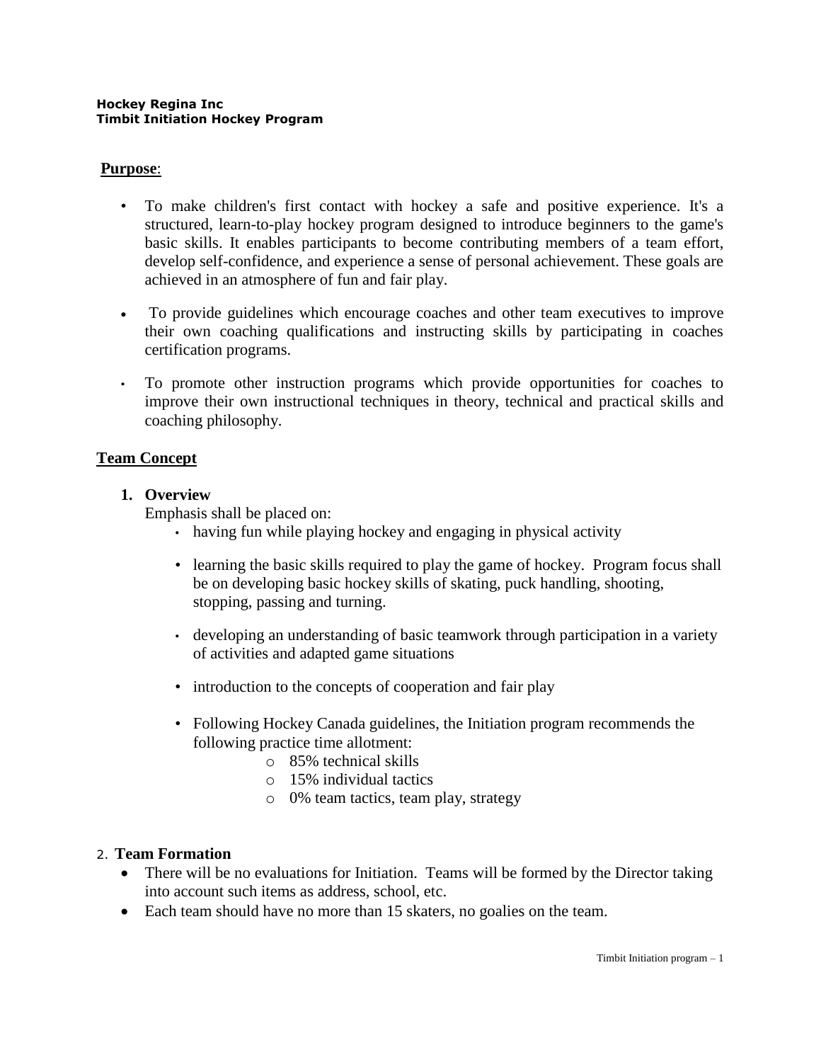**Hockey Regina Inc**
**Timbit Initiation Hockey Program**

## Purpose:

- To make children's first contact with hockey a safe and positive experience. It's a structured, learn-to-play hockey program designed to introduce beginners to the game's basic skills. It enables participants to become contributing members of a team effort, develop self-confidence, and experience a sense of personal achievement. These goals are achieved in an atmosphere of fun and fair play.
- To provide guidelines which encourage coaches and other team executives to improve their own coaching qualifications and instructing skills by participating in coaches certification programs.
- To promote other instruction programs which provide opportunities for coaches to improve their own instructional techniques in theory, technical and practical skills and coaching philosophy.

## Team Concept

### 1. Overview

Emphasis shall be placed on:

- having fun while playing hockey and engaging in physical activity
- learning the basic skills required to play the game of hockey. Program focus shall be on developing basic hockey skills of skating, puck handling, shooting, stopping, passing and turning.
- developing an understanding of basic teamwork through participation in a variety of activities and adapted game situations
- introduction to the concepts of cooperation and fair play
- Following Hockey Canada guidelines, the Initiation program recommends the following practice time allotment:
  - 85% technical skills
  - 15% individual tactics
  - 0% team tactics, team play, strategy

### 2. Team Formation

- There will be no evaluations for Initiation. Teams will be formed by the Director taking into account such items as address, school, etc.
- Each team should have no more than 15 skaters, no goalies on the team.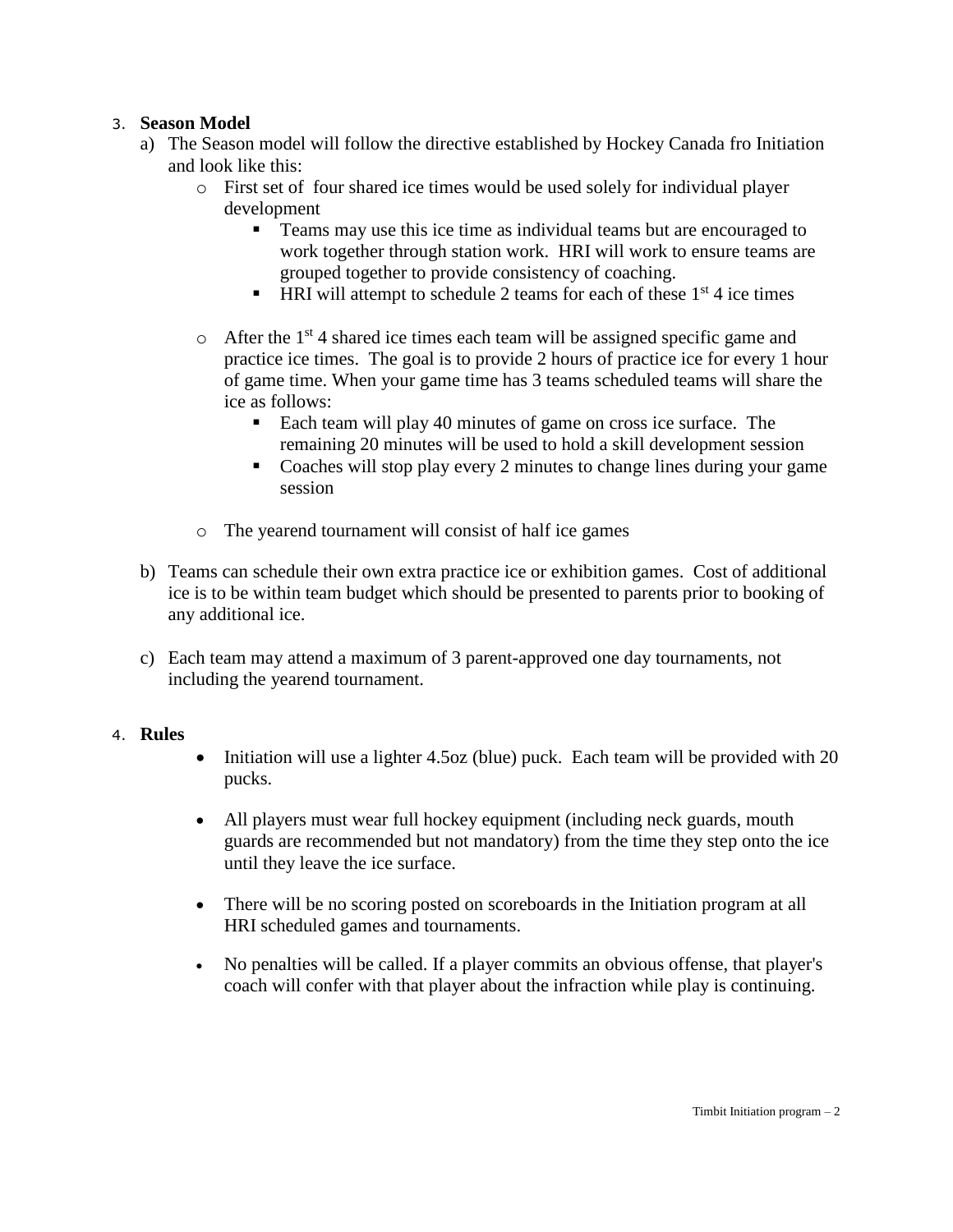3. **Season Model**

   a) The Season model will follow the directive established by Hockey Canada fro Initiation and look like this:

   - First set of four shared ice times would be used solely for individual player development
     - Teams may use this ice time as individual teams but are encouraged to work together through station work. HRI will work to ensure teams are grouped together to provide consistency of coaching.
     - HRI will attempt to schedule 2 teams for each of these 1st 4 ice times
   - After the 1st 4 shared ice times each team will be assigned specific game and practice ice times. The goal is to provide 2 hours of practice ice for every 1 hour of game time. When your game time has 3 teams scheduled teams will share the ice as follows:
     - Each team will play 40 minutes of game on cross ice surface. The remaining 20 minutes will be used to hold a skill development session
     - Coaches will stop play every 2 minutes to change lines during your game session
   - The yearend tournament will consist of half ice games

   b) Teams can schedule their own extra practice ice or exhibition games. Cost of additional ice is to be within team budget which should be presented to parents prior to booking of any additional ice.

   c) Each team may attend a maximum of 3 parent-approved one day tournaments, not including the yearend tournament.

4. **Rules**

   - Initiation will use a lighter 4.5oz (blue) puck. Each team will be provided with 20 pucks.
   - All players must wear full hockey equipment (including neck guards, mouth guards are recommended but not mandatory) from the time they step onto the ice until they leave the ice surface.
   - There will be no scoring posted on scoreboards in the Initiation program at all HRI scheduled games and tournaments.
   - No penalties will be called. If a player commits an obvious offense, that player's coach will confer with that player about the infraction while play is continuing.